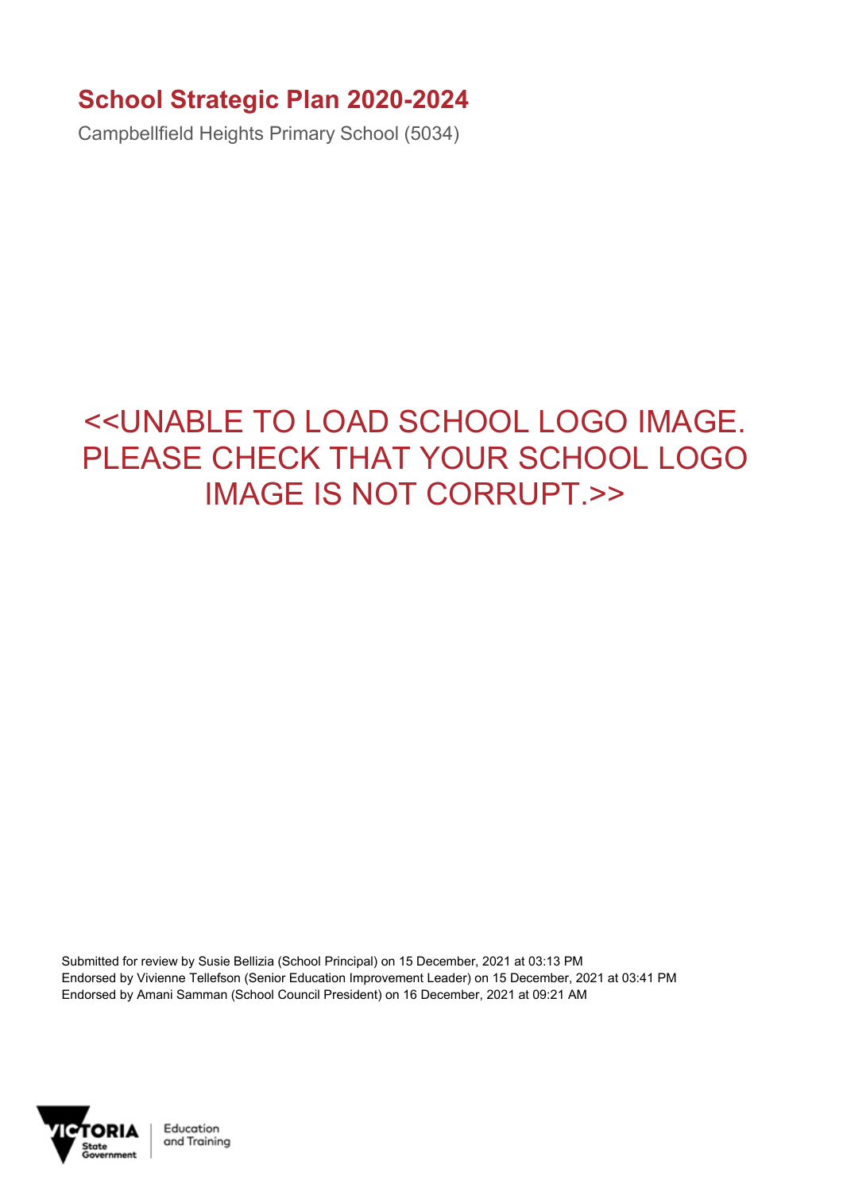# School Strategic Plan 2020-2024

Campbellfield Heights Primary School (5034)

<<UNABLE TO LOAD SCHOOL LOGO IMAGE. PLEASE CHECK THAT YOUR SCHOOL LOGO IMAGE IS NOT CORRUPT.>>

Submitted for review by Susie Bellizia (School Principal) on 15 December, 2021 at 03:13 PM
Endorsed by Vivienne Tellefson (Senior Education Improvement Leader) on 15 December, 2021 at 03:41 PM
Endorsed by Amani Samman (School Council President) on 16 December, 2021 at 09:21 AM

VICTORIA State Government | Education and Training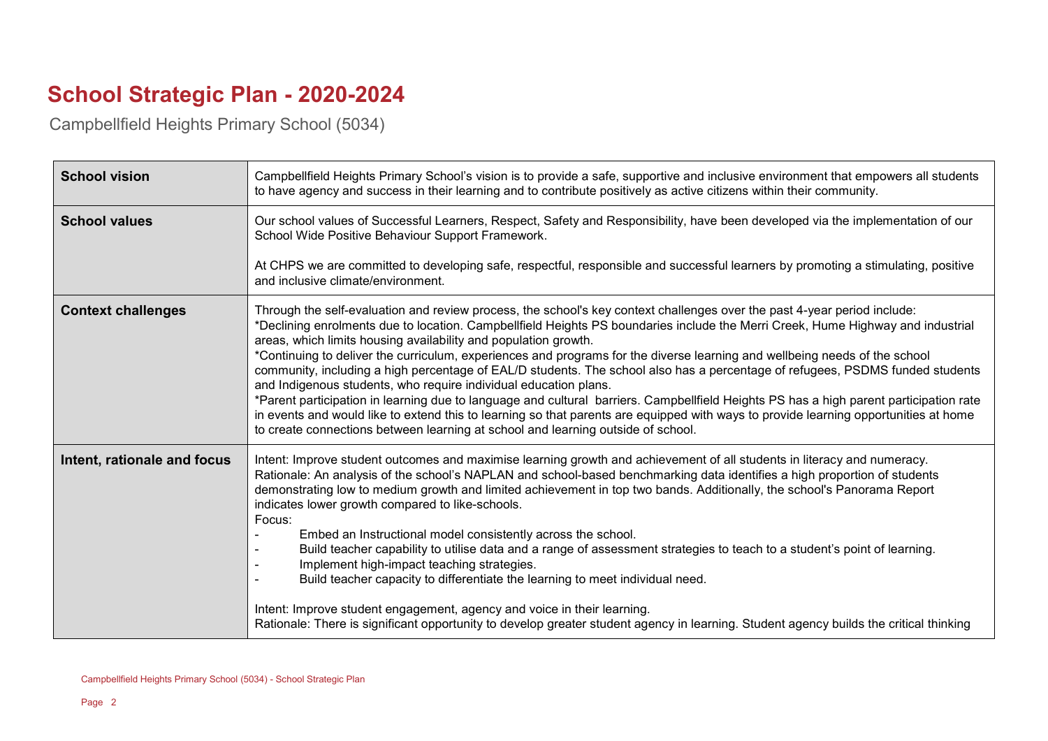# School Strategic Plan - 2020-2024

Campbellfield Heights Primary School (5034)

| | |
|---|---|
| **School vision** | Campbellfield Heights Primary School's vision is to provide a safe, supportive and inclusive environment that empowers all students to have agency and success in their learning and to contribute positively as active citizens within their community. |
| **School values** | Our school values of Successful Learners, Respect, Safety and Responsibility, have been developed via the implementation of our School Wide Positive Behaviour Support Framework.<br><br>At CHPS we are committed to developing safe, respectful, responsible and successful learners by promoting a stimulating, positive and inclusive climate/environment. |
| **Context challenges** | Through the self-evaluation and review process, the school's key context challenges over the past 4-year period include:<br>*Declining enrolments due to location. Campbellfield Heights PS boundaries include the Merri Creek, Hume Highway and industrial areas, which limits housing availability and population growth.<br>*Continuing to deliver the curriculum, experiences and programs for the diverse learning and wellbeing needs of the school community, including a high percentage of EAL/D students. The school also has a percentage of refugees, PSDMS funded students and Indigenous students, who require individual education plans.<br>*Parent participation in learning due to language and cultural barriers. Campbellfield Heights PS has a high parent participation rate in events and would like to extend this to learning so that parents are equipped with ways to provide learning opportunities at home to create connections between learning at school and learning outside of school. |
| **Intent, rationale and focus** | Intent: Improve student outcomes and maximise learning growth and achievement of all students in literacy and numeracy.<br>Rationale: An analysis of the school's NAPLAN and school-based benchmarking data identifies a high proportion of students demonstrating low to medium growth and limited achievement in top two bands. Additionally, the school's Panorama Report indicates lower growth compared to like-schools.<br>Focus:<br>- Embed an Instructional model consistently across the school.<br>- Build teacher capability to utilise data and a range of assessment strategies to teach to a student's point of learning.<br>- Implement high-impact teaching strategies.<br>- Build teacher capacity to differentiate the learning to meet individual need.<br><br>Intent: Improve student engagement, agency and voice in their learning.<br>Rationale: There is significant opportunity to develop greater student agency in learning. Student agency builds the critical thinking |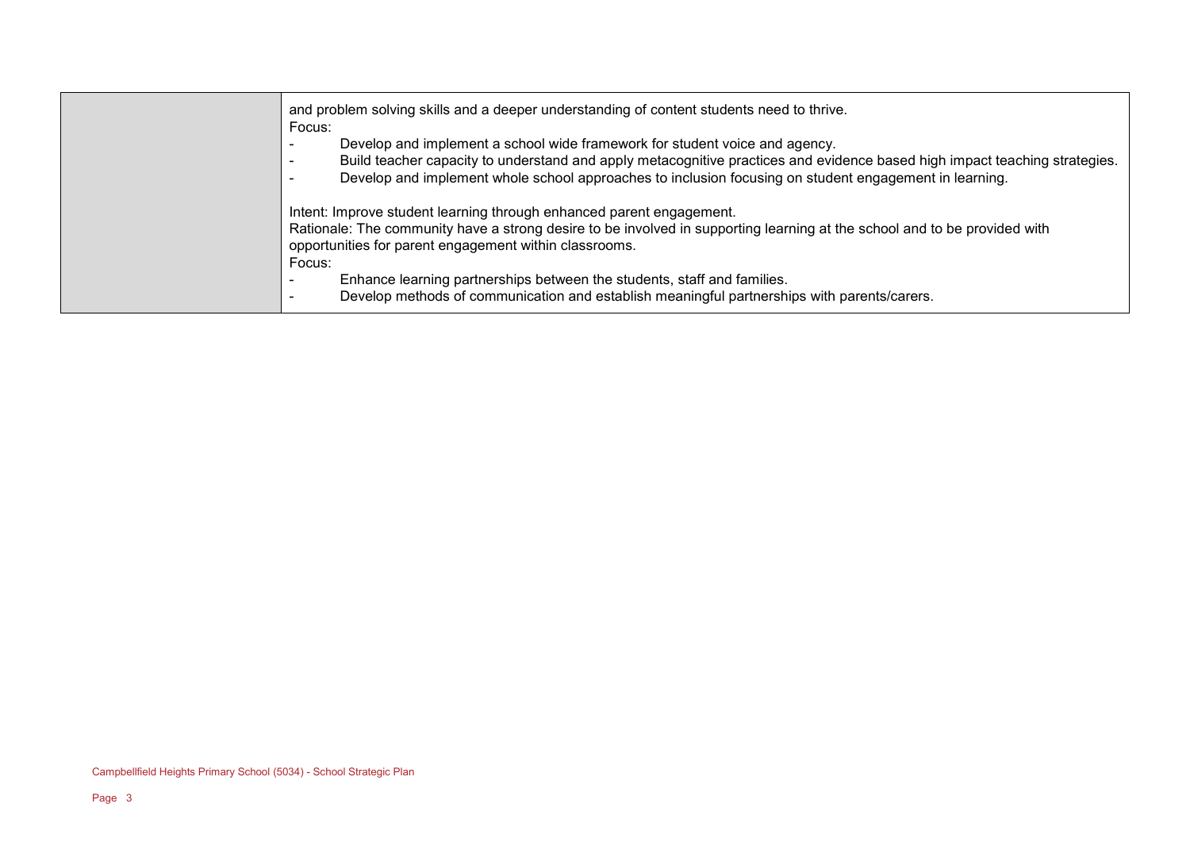| | |
|---|---|
| | and problem solving skills and a deeper understanding of content students need to thrive.<br>Focus:<br>- Develop and implement a school wide framework for student voice and agency.<br>- Build teacher capacity to understand and apply metacognitive practices and evidence based high impact teaching strategies.<br>- Develop and implement whole school approaches to inclusion focusing on student engagement in learning.<br><br>Intent: Improve student learning through enhanced parent engagement.<br>Rationale: The community have a strong desire to be involved in supporting learning at the school and to be provided with opportunities for parent engagement within classrooms.<br>Focus:<br>- Enhance learning partnerships between the students, staff and families.<br>- Develop methods of communication and establish meaningful partnerships with parents/carers. |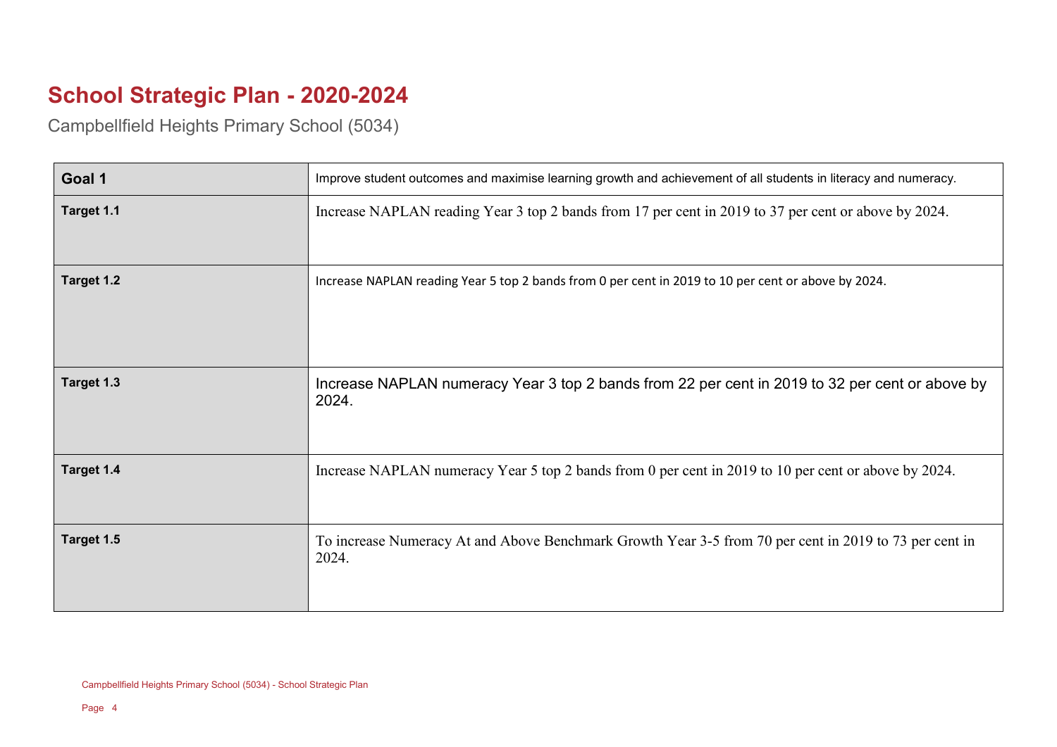# School Strategic Plan - 2020-2024

Campbellfield Heights Primary School (5034)

| Goal 1 | Improve student outcomes and maximise learning growth and achievement of all students in literacy and numeracy. |
|---|---|
| Target 1.1 | Increase NAPLAN reading Year 3 top 2 bands from 17 per cent in 2019 to 37 per cent or above by 2024. |
| Target 1.2 | Increase NAPLAN reading Year 5 top 2 bands from 0 per cent in 2019 to 10 per cent or above by 2024. |
| Target 1.3 | Increase NAPLAN numeracy Year 3 top 2 bands from 22 per cent in 2019 to 32 per cent or above by 2024. |
| Target 1.4 | Increase NAPLAN numeracy Year 5 top 2 bands from 0 per cent in 2019 to 10 per cent or above by 2024. |
| Target 1.5 | To increase Numeracy At and Above Benchmark Growth Year 3-5 from 70 per cent in 2019 to 73 per cent in 2024. |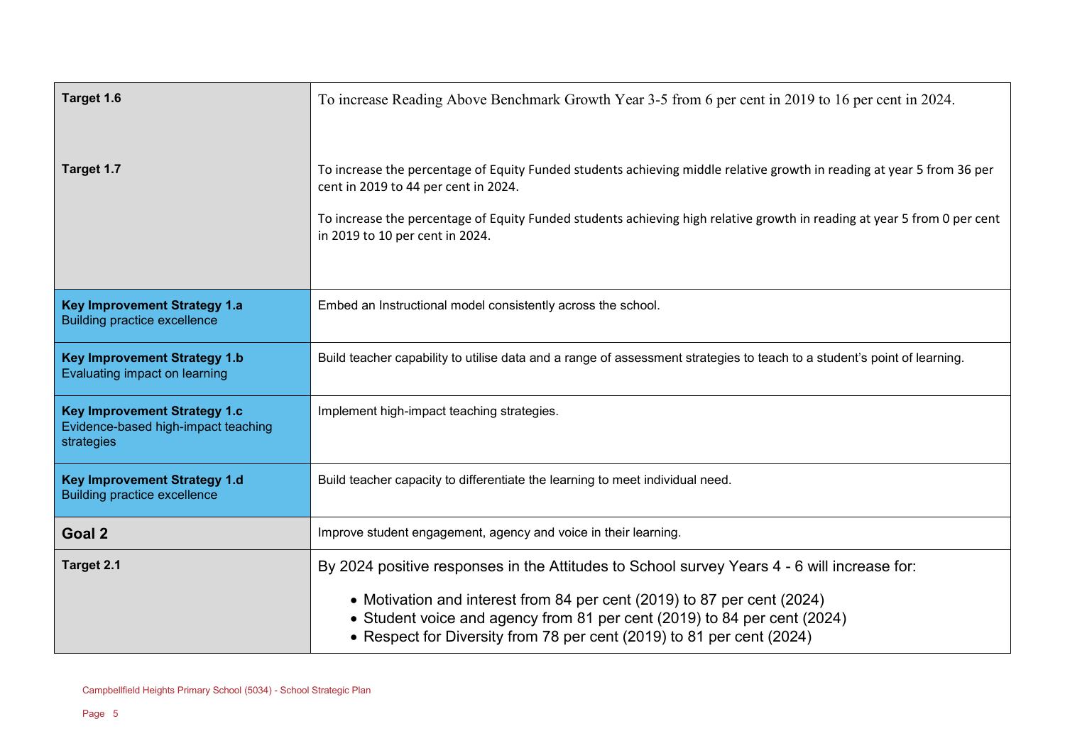| | |
|---|---|
| **Target 1.6** | To increase Reading Above Benchmark Growth Year 3-5 from 6 per cent in 2019 to 16 per cent in 2024. |
| **Target 1.7** | To increase the percentage of Equity Funded students achieving middle relative growth in reading at year 5 from 36 per cent in 2019 to 44 per cent in 2024.<br><br>To increase the percentage of Equity Funded students achieving high relative growth in reading at year 5 from 0 per cent in 2019 to 10 per cent in 2024. |
| **Key Improvement Strategy 1.a**<br>Building practice excellence | Embed an Instructional model consistently across the school. |
| **Key Improvement Strategy 1.b**<br>Evaluating impact on learning | Build teacher capability to utilise data and a range of assessment strategies to teach to a student's point of learning. |
| **Key Improvement Strategy 1.c**<br>Evidence-based high-impact teaching strategies | Implement high-impact teaching strategies. |
| **Key Improvement Strategy 1.d**<br>Building practice excellence | Build teacher capacity to differentiate the learning to meet individual need. |
| **Goal 2** | Improve student engagement, agency and voice in their learning. |
| **Target 2.1** | By 2024 positive responses in the Attitudes to School survey Years 4 - 6 will increase for:<br>• Motivation and interest from 84 per cent (2019) to 87 per cent (2024)<br>• Student voice and agency from 81 per cent (2019) to 84 per cent (2024)<br>• Respect for Diversity from 78 per cent (2019) to 81 per cent (2024) |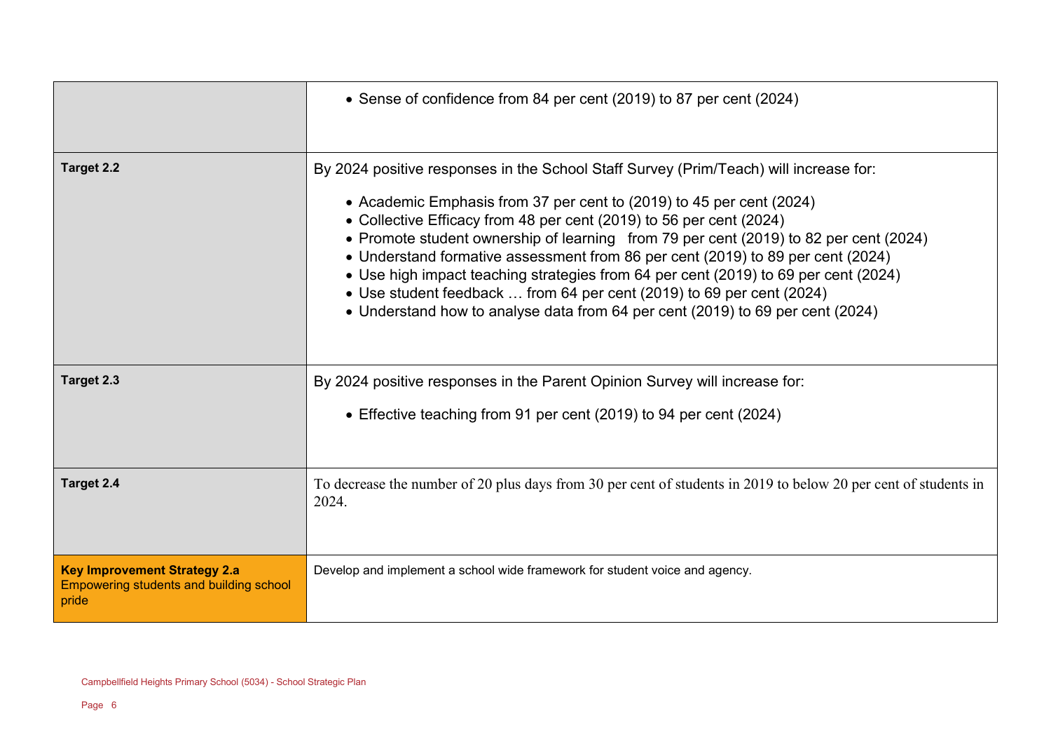| | |
|---|---|
| | • Sense of confidence from 84 per cent (2019) to 87 per cent (2024) |
| **Target 2.2** | By 2024 positive responses in the School Staff Survey (Prim/Teach) will increase for:<br><br>• Academic Emphasis from 37 per cent to (2019) to 45 per cent (2024)<br>• Collective Efficacy from 48 per cent (2019) to 56 per cent (2024)<br>• Promote student ownership of learning from 79 per cent (2019) to 82 per cent (2024)<br>• Understand formative assessment from 86 per cent (2019) to 89 per cent (2024)<br>• Use high impact teaching strategies from 64 per cent (2019) to 69 per cent (2024)<br>• Use student feedback … from 64 per cent (2019) to 69 per cent (2024)<br>• Understand how to analyse data from 64 per cent (2019) to 69 per cent (2024) |
| **Target 2.3** | By 2024 positive responses in the Parent Opinion Survey will increase for:<br><br>• Effective teaching from 91 per cent (2019) to 94 per cent (2024) |
| **Target 2.4** | To decrease the number of 20 plus days from 30 per cent of students in 2019 to below 20 per cent of students in 2024. |
| **Key Improvement Strategy 2.a**<br>Empowering students and building school pride | Develop and implement a school wide framework for student voice and agency. |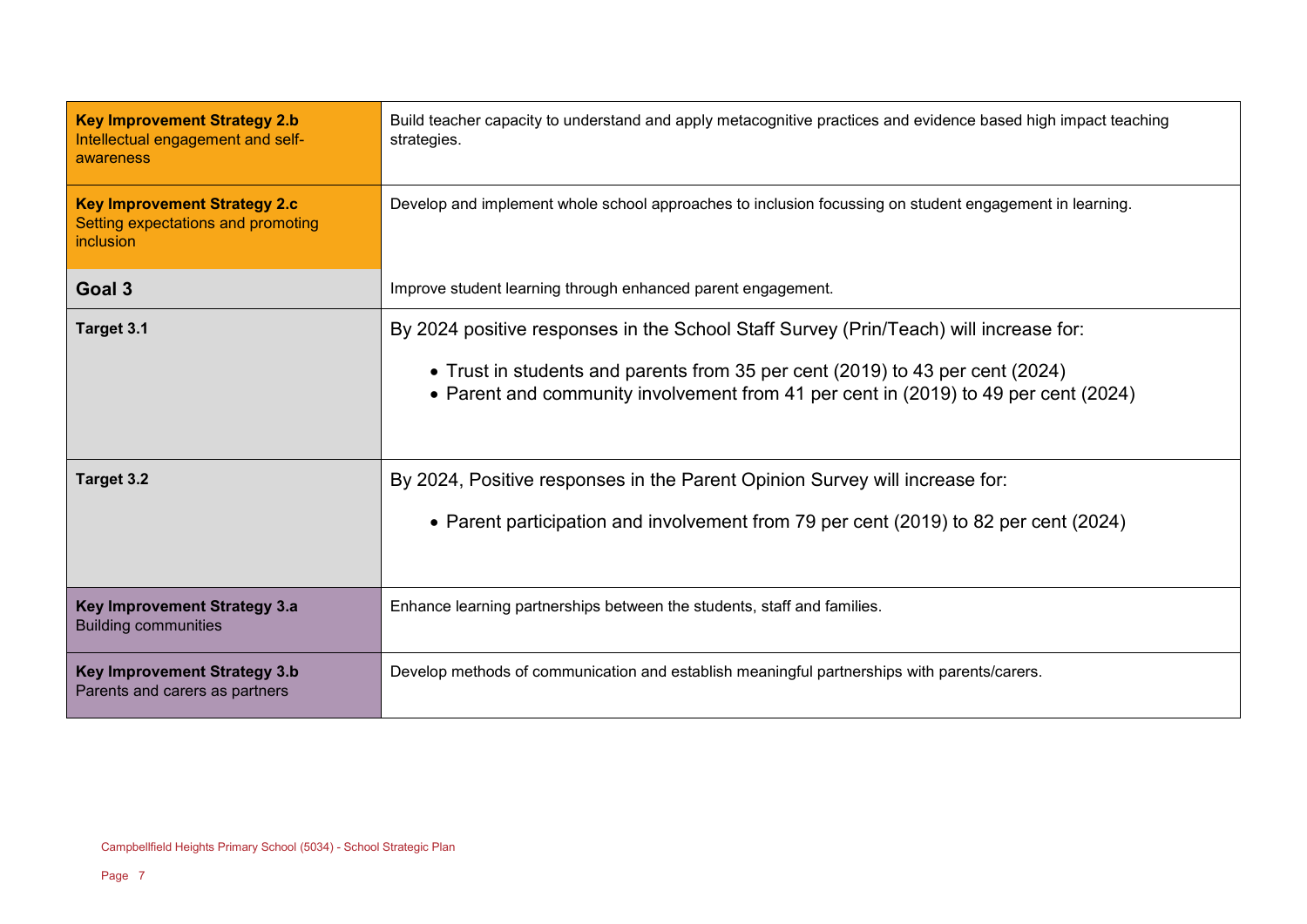| | |
|---|---|
| **Key Improvement Strategy 2.b** Intellectual engagement and self-awareness | Build teacher capacity to understand and apply metacognitive practices and evidence based high impact teaching strategies. |
| **Key Improvement Strategy 2.c** Setting expectations and promoting inclusion | Develop and implement whole school approaches to inclusion focussing on student engagement in learning. |
| **Goal 3** | Improve student learning through enhanced parent engagement. |
| **Target 3.1** | By 2024 positive responses in the School Staff Survey (Prin/Teach) will increase for:<br>• Trust in students and parents from 35 per cent (2019) to 43 per cent (2024)<br>• Parent and community involvement from 41 per cent in (2019) to 49 per cent (2024) |
| **Target 3.2** | By 2024, Positive responses in the Parent Opinion Survey will increase for:<br>• Parent participation and involvement from 79 per cent (2019) to 82 per cent (2024) |
| **Key Improvement Strategy 3.a** Building communities | Enhance learning partnerships between the students, staff and families. |
| **Key Improvement Strategy 3.b** Parents and carers as partners | Develop methods of communication and establish meaningful partnerships with parents/carers. |